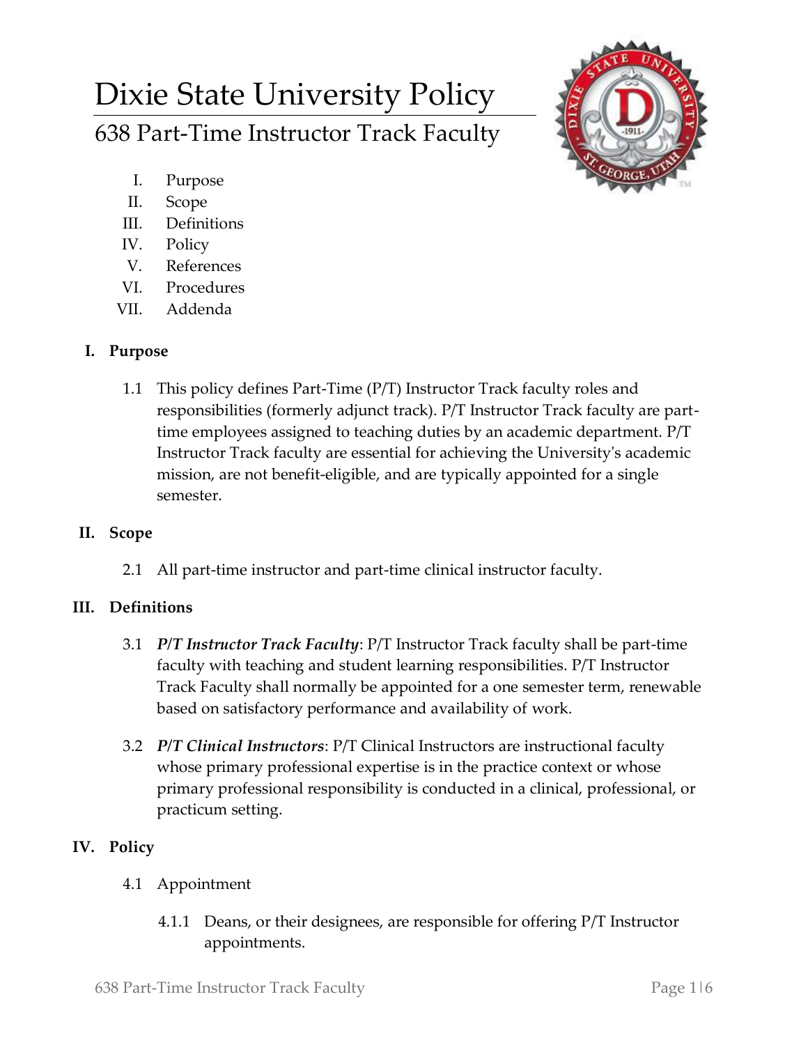# Dixie State University Policy

## 638 Part-Time Instructor Track Faculty

I. Purpose
II. Scope
III. Definitions
IV. Policy
V. References
VI. Procedures
VII. Addenda

### I. Purpose

1.1 This policy defines Part-Time (P/T) Instructor Track faculty roles and responsibilities (formerly adjunct track). P/T Instructor Track faculty are part-time employees assigned to teaching duties by an academic department. P/T Instructor Track faculty are essential for achieving the University's academic mission, are not benefit-eligible, and are typically appointed for a single semester.

### II. Scope

2.1 All part-time instructor and part-time clinical instructor faculty.

### III. Definitions

3.1 ***P/T Instructor Track Faculty***: P/T Instructor Track faculty shall be part-time faculty with teaching and student learning responsibilities. P/T Instructor Track Faculty shall normally be appointed for a one semester term, renewable based on satisfactory performance and availability of work.

3.2 ***P/T Clinical Instructors***: P/T Clinical Instructors are instructional faculty whose primary professional expertise is in the practice context or whose primary professional responsibility is conducted in a clinical, professional, or practicum setting.

### IV. Policy

4.1 Appointment

4.1.1 Deans, or their designees, are responsible for offering P/T Instructor appointments.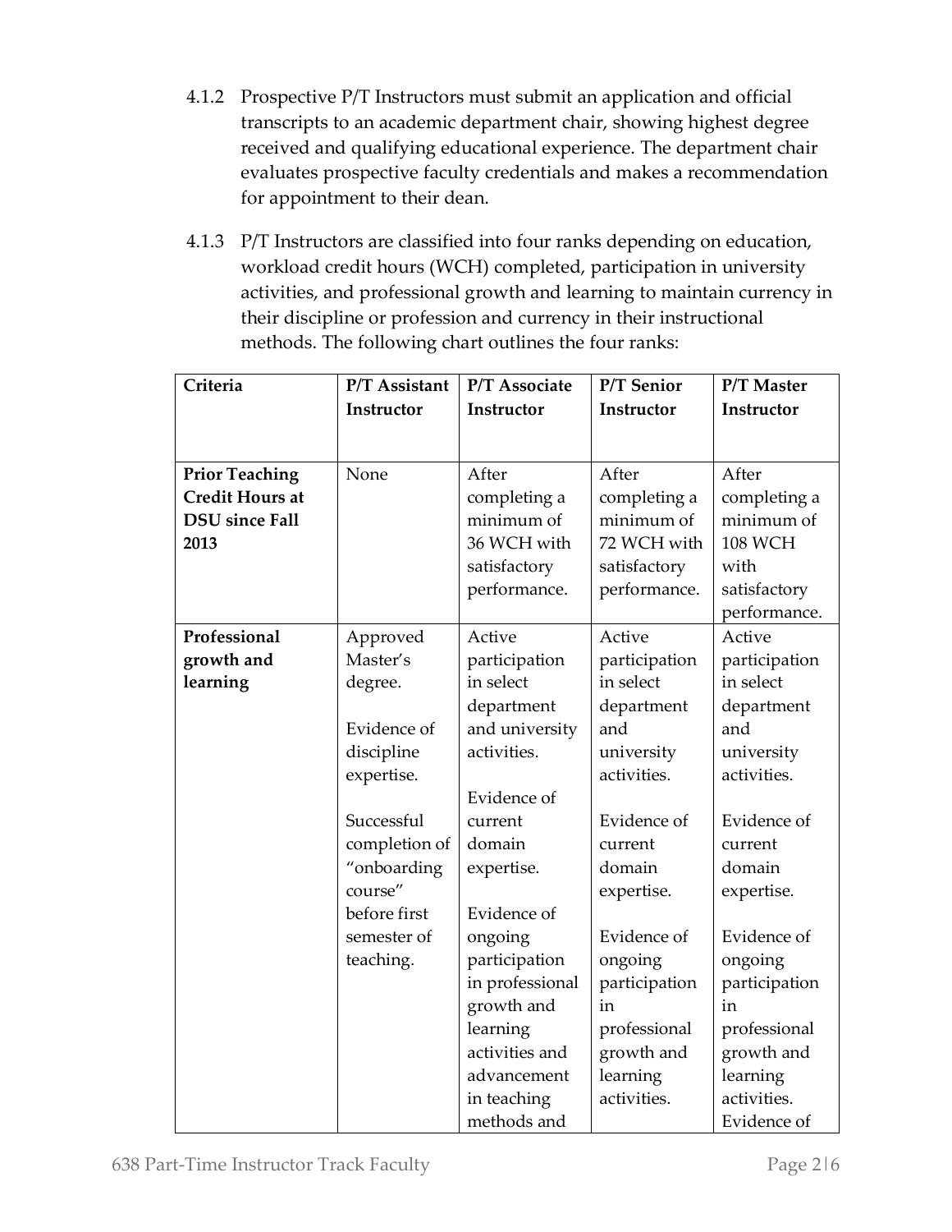4.1.2 Prospective P/T Instructors must submit an application and official transcripts to an academic department chair, showing highest degree received and qualifying educational experience. The department chair evaluates prospective faculty credentials and makes a recommendation for appointment to their dean.

4.1.3 P/T Instructors are classified into four ranks depending on education, workload credit hours (WCH) completed, participation in university activities, and professional growth and learning to maintain currency in their discipline or profession and currency in their instructional methods. The following chart outlines the four ranks:

| Criteria | P/T Assistant Instructor | P/T Associate Instructor | P/T Senior Instructor | P/T Master Instructor |
|---|---|---|---|---|
| **Prior Teaching Credit Hours at DSU since Fall 2013** | None | After completing a minimum of 36 WCH with satisfactory performance. | After completing a minimum of 72 WCH with satisfactory performance. | After completing a minimum of 108 WCH with satisfactory performance. |
| **Professional growth and learning** | Approved Master's degree.<br><br>Evidence of discipline expertise.<br><br>Successful completion of "onboarding course" before first semester of teaching. | Active participation in select department and university activities.<br><br>Evidence of current domain expertise.<br><br>Evidence of ongoing participation in professional growth and learning activities and advancement in teaching methods and | Active participation in select department and university activities.<br><br>Evidence of current domain expertise.<br><br>Evidence of ongoing participation in professional growth and learning activities. | Active participation in select department and university activities.<br><br>Evidence of current domain expertise.<br><br>Evidence of ongoing participation in professional growth and learning activities. Evidence of |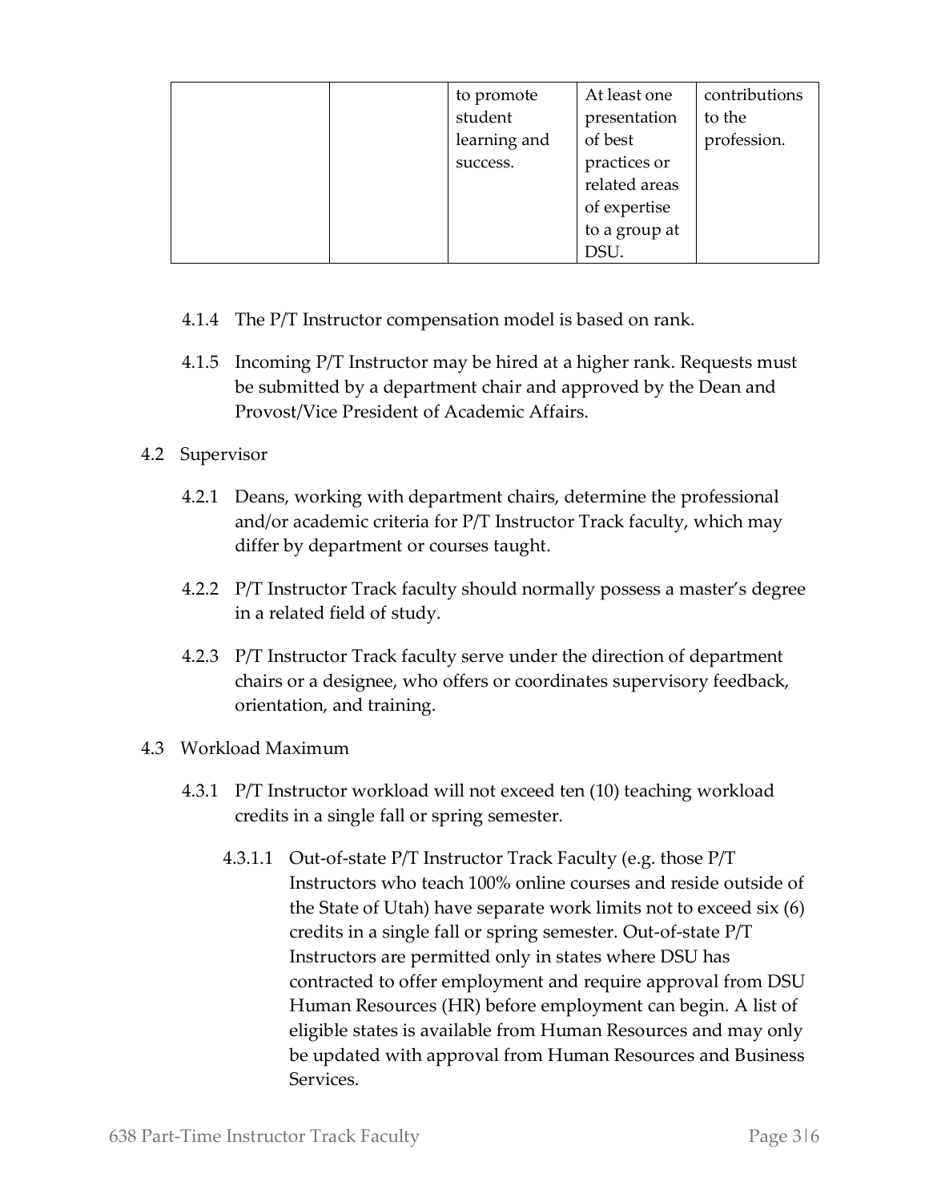| | | to promote student learning and success. | At least one presentation of best practices or related areas of expertise to a group at DSU. | contributions to the profession. |
|---|---|---|---|---|

4.1.4 The P/T Instructor compensation model is based on rank.

4.1.5 Incoming P/T Instructor may be hired at a higher rank. Requests must be submitted by a department chair and approved by the Dean and Provost/Vice President of Academic Affairs.

4.2 Supervisor

4.2.1 Deans, working with department chairs, determine the professional and/or academic criteria for P/T Instructor Track faculty, which may differ by department or courses taught.

4.2.2 P/T Instructor Track faculty should normally possess a master's degree in a related field of study.

4.2.3 P/T Instructor Track faculty serve under the direction of department chairs or a designee, who offers or coordinates supervisory feedback, orientation, and training.

4.3 Workload Maximum

4.3.1 P/T Instructor workload will not exceed ten (10) teaching workload credits in a single fall or spring semester.

4.3.1.1 Out-of-state P/T Instructor Track Faculty (e.g. those P/T Instructors who teach 100% online courses and reside outside of the State of Utah) have separate work limits not to exceed six (6) credits in a single fall or spring semester. Out-of-state P/T Instructors are permitted only in states where DSU has contracted to offer employment and require approval from DSU Human Resources (HR) before employment can begin. A list of eligible states is available from Human Resources and may only be updated with approval from Human Resources and Business Services.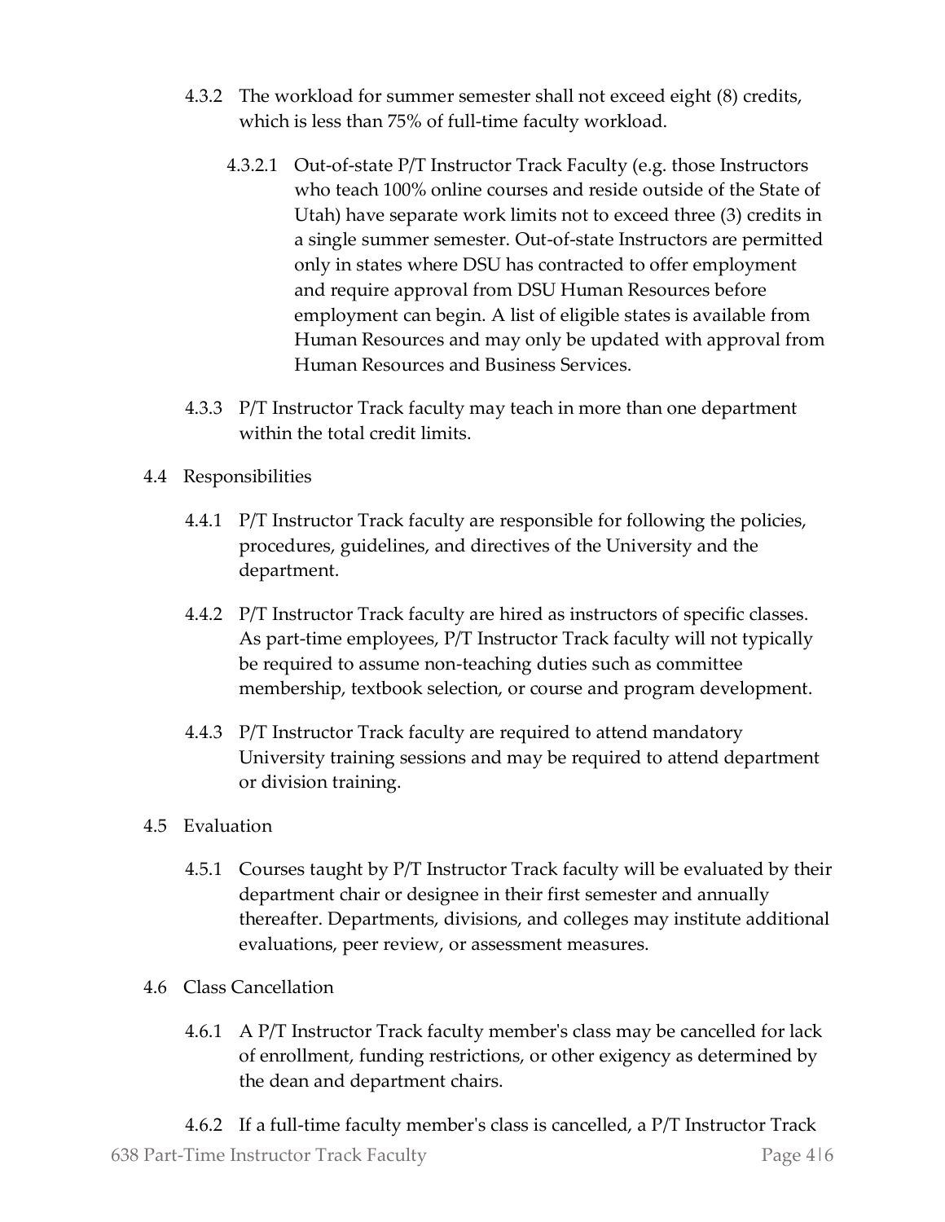4.3.2 The workload for summer semester shall not exceed eight (8) credits, which is less than 75% of full-time faculty workload.

4.3.2.1 Out-of-state P/T Instructor Track Faculty (e.g. those Instructors who teach 100% online courses and reside outside of the State of Utah) have separate work limits not to exceed three (3) credits in a single summer semester. Out-of-state Instructors are permitted only in states where DSU has contracted to offer employment and require approval from DSU Human Resources before employment can begin. A list of eligible states is available from Human Resources and may only be updated with approval from Human Resources and Business Services.

4.3.3 P/T Instructor Track faculty may teach in more than one department within the total credit limits.

4.4 Responsibilities

4.4.1 P/T Instructor Track faculty are responsible for following the policies, procedures, guidelines, and directives of the University and the department.

4.4.2 P/T Instructor Track faculty are hired as instructors of specific classes. As part-time employees, P/T Instructor Track faculty will not typically be required to assume non-teaching duties such as committee membership, textbook selection, or course and program development.

4.4.3 P/T Instructor Track faculty are required to attend mandatory University training sessions and may be required to attend department or division training.

4.5 Evaluation

4.5.1 Courses taught by P/T Instructor Track faculty will be evaluated by their department chair or designee in their first semester and annually thereafter. Departments, divisions, and colleges may institute additional evaluations, peer review, or assessment measures.

4.6 Class Cancellation

4.6.1 A P/T Instructor Track faculty member's class may be cancelled for lack of enrollment, funding restrictions, or other exigency as determined by the dean and department chairs.

4.6.2 If a full-time faculty member's class is cancelled, a P/T Instructor Track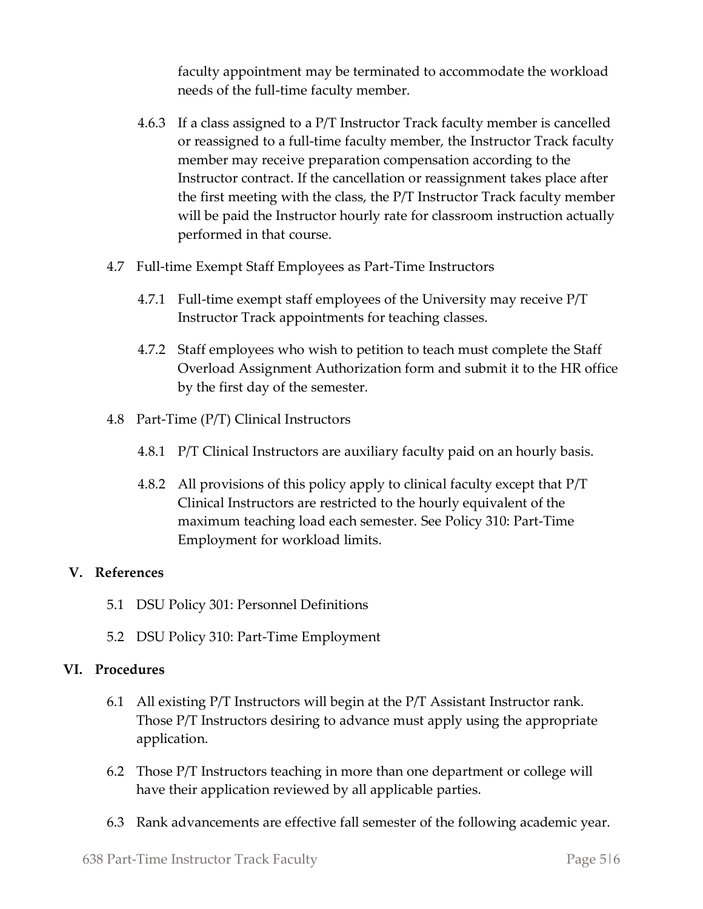faculty appointment may be terminated to accommodate the workload needs of the full-time faculty member.

4.6.3 If a class assigned to a P/T Instructor Track faculty member is cancelled or reassigned to a full-time faculty member, the Instructor Track faculty member may receive preparation compensation according to the Instructor contract. If the cancellation or reassignment takes place after the first meeting with the class, the P/T Instructor Track faculty member will be paid the Instructor hourly rate for classroom instruction actually performed in that course.

4.7 Full-time Exempt Staff Employees as Part-Time Instructors

4.7.1 Full-time exempt staff employees of the University may receive P/T Instructor Track appointments for teaching classes.

4.7.2 Staff employees who wish to petition to teach must complete the Staff Overload Assignment Authorization form and submit it to the HR office by the first day of the semester.

4.8 Part-Time (P/T) Clinical Instructors

4.8.1 P/T Clinical Instructors are auxiliary faculty paid on an hourly basis.

4.8.2 All provisions of this policy apply to clinical faculty except that P/T Clinical Instructors are restricted to the hourly equivalent of the maximum teaching load each semester. See Policy 310: Part-Time Employment for workload limits.

## V. References

5.1 DSU Policy 301: Personnel Definitions

5.2 DSU Policy 310: Part-Time Employment

## VI. Procedures

6.1 All existing P/T Instructors will begin at the P/T Assistant Instructor rank. Those P/T Instructors desiring to advance must apply using the appropriate application.

6.2 Those P/T Instructors teaching in more than one department or college will have their application reviewed by all applicable parties.

6.3 Rank advancements are effective fall semester of the following academic year.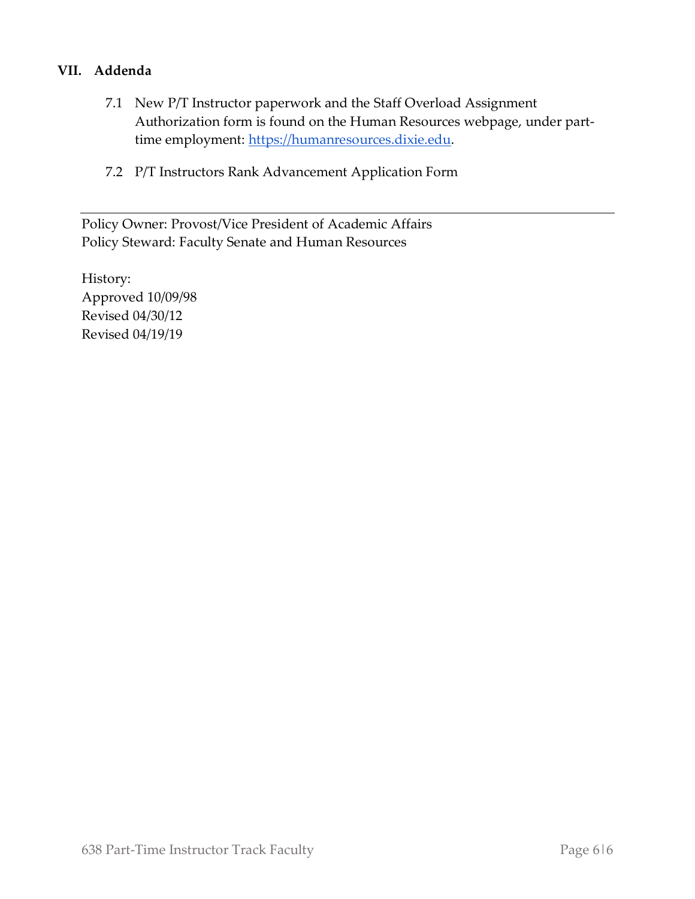## VII. Addenda

7.1 New P/T Instructor paperwork and the Staff Overload Assignment Authorization form is found on the Human Resources webpage, under part-time employment: [https://humanresources.dixie.edu](https://humanresources.dixie.edu).

7.2 P/T Instructors Rank Advancement Application Form

---

Policy Owner: Provost/Vice President of Academic Affairs
Policy Steward: Faculty Senate and Human Resources

History:
Approved 10/09/98
Revised 04/30/12
Revised 04/19/19